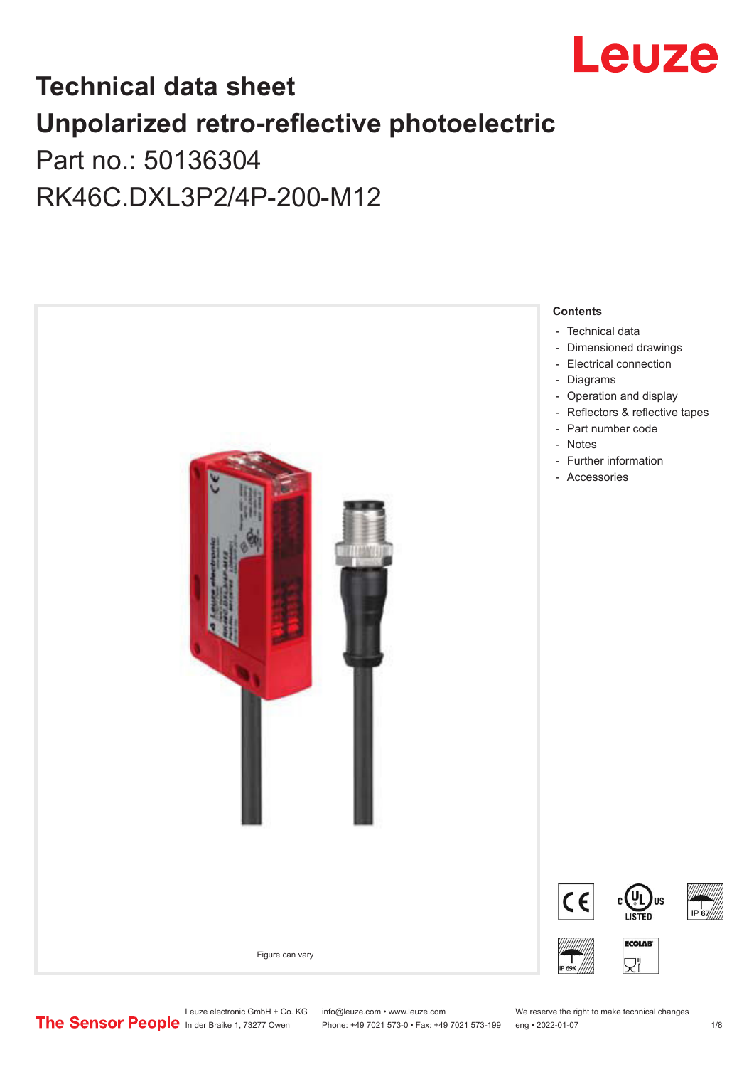# Technical data sheet

# Unpolarized retro-reflective photoelectric

## Part no.: 50136304

## RK46C.DXL3P2/4P-200-M12

Figure can vary

**Contents**

- Technical data
- Dimensioned drawings
- Electrical connection
- Diagrams
- Operation and display
- Reflectors & reflective tapes
- Part number code
- Notes
- Further information
- Accessories

Leuze electronic GmbH + Co. KG
In der Braike 1, 73277 Owen

info@leuze.com • www.leuze.com
Phone: +49 7021 573-0 • Fax: +49 7021 573-199

We reserve the right to make technical changes
eng • 2022-01-07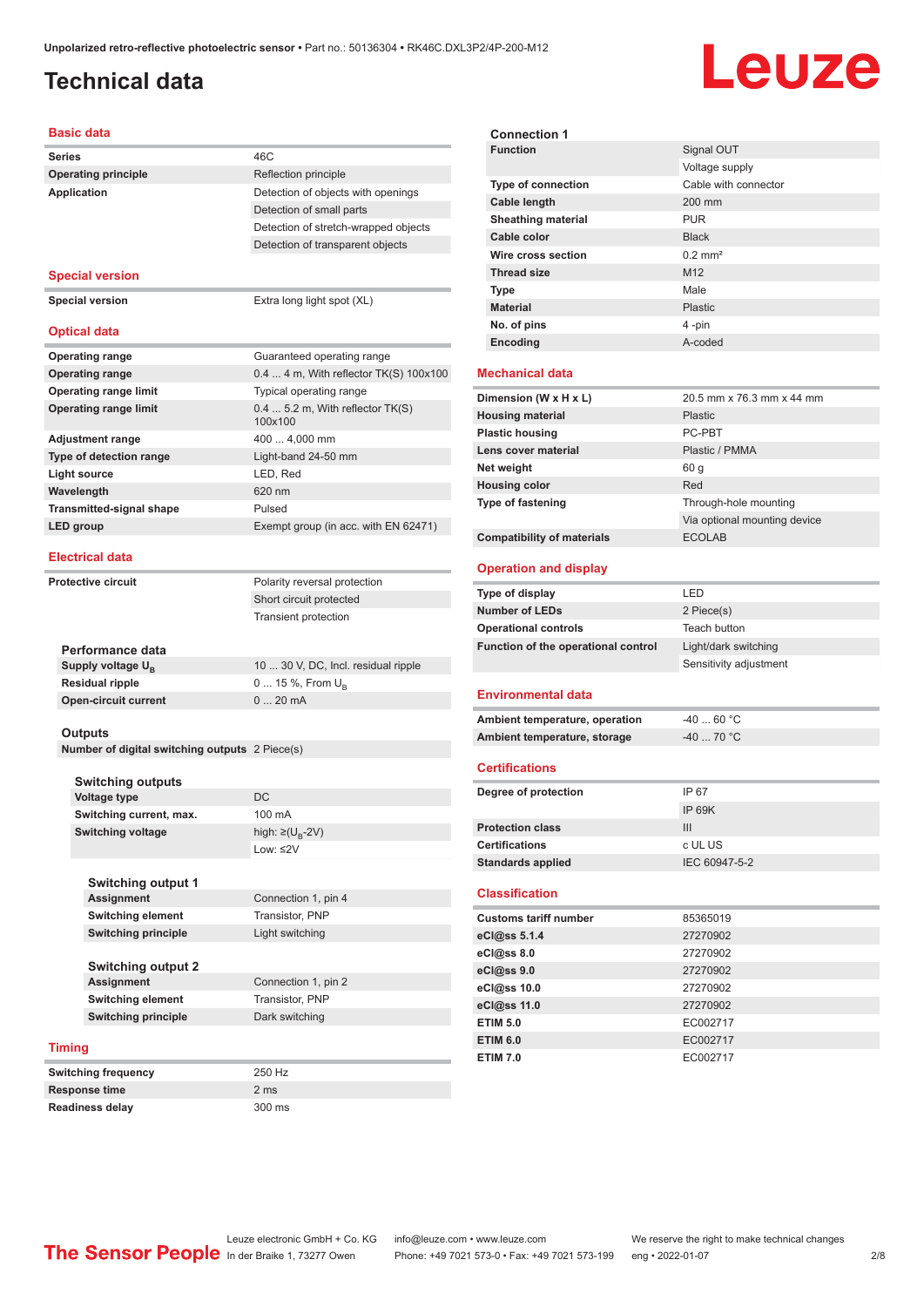Unpolarized retro-reflective photoelectric sensor • Part no.: 50136304 • RK46C.DXL3P2/4P-200-M12

# Technical data

## Basic data

| | |
|---|---|
| Series | 46C |
| Operating principle | Reflection principle |
| Application | Detection of objects with openings |
| | Detection of small parts |
| | Detection of stretch-wrapped objects |
| | Detection of transparent objects |

## Special version

| | |
|---|---|
| Special version | Extra long light spot (XL) |

## Optical data

| | |
|---|---|
| Operating range | Guaranteed operating range |
| Operating range | 0.4 ... 4 m, With reflector TK(S) 100x100 |
| Operating range limit | Typical operating range |
| Operating range limit | 0.4 ... 5.2 m, With reflector TK(S) 100x100 |
| Adjustment range | 400 ... 4,000 mm |
| Type of detection range | Light-band 24-50 mm |
| Light source | LED, Red |
| Wavelength | 620 nm |
| Transmitted-signal shape | Pulsed |
| LED group | Exempt group (in acc. with EN 62471) |

## Electrical data

| | |
|---|---|
| Protective circuit | Polarity reversal protection |
| | Short circuit protected |
| | Transient protection |

### Performance data

| | |
|---|---|
| Supply voltage $U_B$ | 10 ... 30 V, DC, Incl. residual ripple |
| Residual ripple | 0 ... 15 %, From $U_B$ |
| Open-circuit current | 0 ... 20 mA |

### Outputs

| | |
|---|---|
| Number of digital switching outputs | 2 Piece(s) |

### Switching outputs

| | |
|---|---|
| Voltage type | DC |
| Switching current, max. | 100 mA |
| Switching voltage | high: $\geq(U_B\text{-}2V)$ |
| | Low: ≤2V |

### Switching output 1

| | |
|---|---|
| Assignment | Connection 1, pin 4 |
| Switching element | Transistor, PNP |
| Switching principle | Light switching |

### Switching output 2

| | |
|---|---|
| Assignment | Connection 1, pin 2 |
| Switching element | Transistor, PNP |
| Switching principle | Dark switching |

## Timing

| | |
|---|---|
| Switching frequency | 250 Hz |
| Response time | 2 ms |
| Readiness delay | 300 ms |

### Connection 1

| | |
|---|---|
| Function | Signal OUT |
| | Voltage supply |
| Type of connection | Cable with connector |
| Cable length | 200 mm |
| Sheathing material | PUR |
| Cable color | Black |
| Wire cross section | 0.2 mm² |
| Thread size | M12 |
| Type | Male |
| Material | Plastic |
| No. of pins | 4 -pin |
| Encoding | A-coded |

## Mechanical data

| | |
|---|---|
| Dimension (W x H x L) | 20.5 mm x 76.3 mm x 44 mm |
| Housing material | Plastic |
| Plastic housing | PC-PBT |
| Lens cover material | Plastic / PMMA |
| Net weight | 60 g |
| Housing color | Red |
| Type of fastening | Through-hole mounting |
| | Via optional mounting device |
| Compatibility of materials | ECOLAB |

## Operation and display

| | |
|---|---|
| Type of display | LED |
| Number of LEDs | 2 Piece(s) |
| Operational controls | Teach button |
| Function of the operational control | Light/dark switching |
| | Sensitivity adjustment |

## Environmental data

| | |
|---|---|
| Ambient temperature, operation | -40 ... 60 °C |
| Ambient temperature, storage | -40 ... 70 °C |

## Certifications

| | |
|---|---|
| Degree of protection | IP 67 |
| | IP 69K |
| Protection class | III |
| Certifications | c UL US |
| Standards applied | IEC 60947-5-2 |

## Classification

| | |
|---|---|
| Customs tariff number | 85365019 |
| eCl@ss 5.1.4 | 27270902 |
| eCl@ss 8.0 | 27270902 |
| eCl@ss 9.0 | 27270902 |
| eCl@ss 10.0 | 27270902 |
| eCl@ss 11.0 | 27270902 |
| ETIM 5.0 | EC002717 |
| ETIM 6.0 | EC002717 |
| ETIM 7.0 | EC002717 |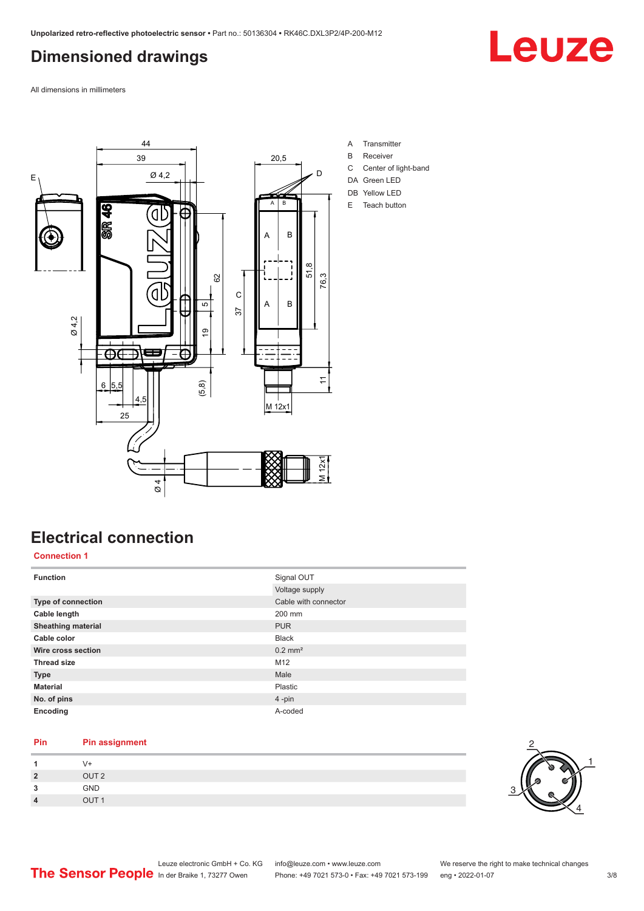# Dimensioned drawings

All dimensions in millimeters

A Transmitter
B Receiver
C Center of light-band
DA Green LED
DB Yellow LED
E Teach button

# Electrical connection

## Connection 1

| Function | Signal OUT |
| --- | --- |
| | Voltage supply |
| **Type of connection** | Cable with connector |
| **Cable length** | 200 mm |
| **Sheathing material** | PUR |
| **Cable color** | Black |
| **Wire cross section** | 0.2 mm² |
| **Thread size** | M12 |
| **Type** | Male |
| **Material** | Plastic |
| **No. of pins** | 4 -pin |
| **Encoding** | A-coded |

| Pin | Pin assignment |
| --- | --- |
| 1 | V+ |
| 2 | OUT 2 |
| 3 | GND |
| 4 | OUT 1 |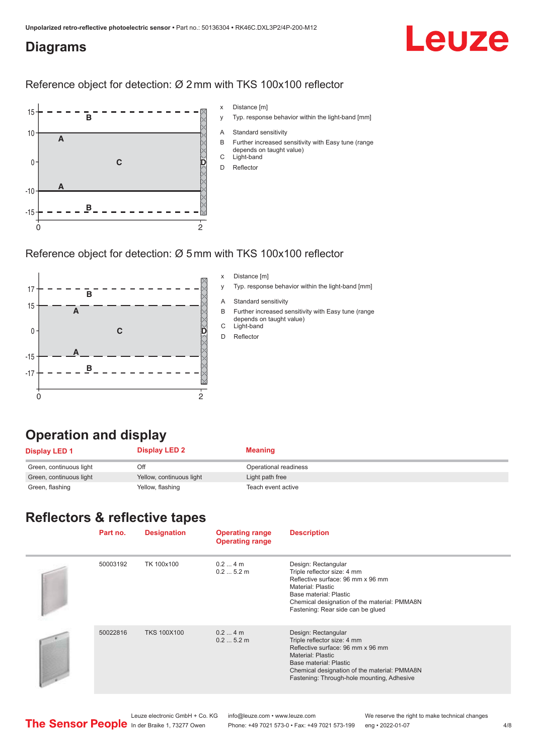## Diagrams

### Reference object for detection: Ø 2 mm with TKS 100x100 reflector

x Distance [m]

y Typ. response behavior within the light-band [mm]

A Standard sensitivity

B Further increased sensitivity with Easy tune (range depends on taught value)

C Light-band

D Reflector

### Reference object for detection: Ø 5 mm with TKS 100x100 reflector

x Distance [m]

y Typ. response behavior within the light-band [mm]

A Standard sensitivity

B Further increased sensitivity with Easy tune (range depends on taught value)

C Light-band

D Reflector

## Operation and display

| Display LED 1 | Display LED 2 | Meaning |
|---|---|---|
| Green, continuous light | Off | Operational readiness |
| Green, continuous light | Yellow, continuous light | Light path free |
| Green, flashing | Yellow, flashing | Teach event active |

## Reflectors & reflective tapes

| | Part no. | Designation | Operating range<br>Operating range | Description |
|---|---|---|---|---|
| | 50003192 | TK 100x100 | 0.2 ... 4 m<br>0.2 ... 5.2 m | Design: Rectangular<br>Triple reflector size: 4 mm<br>Reflective surface: 96 mm x 96 mm<br>Material: Plastic<br>Base material: Plastic<br>Chemical designation of the material: PMMA8N<br>Fastening: Rear side can be glued |
| | 50022816 | TKS 100X100 | 0.2 ... 4 m<br>0.2 ... 5.2 m | Design: Rectangular<br>Triple reflector size: 4 mm<br>Reflective surface: 96 mm x 96 mm<br>Material: Plastic<br>Base material: Plastic<br>Chemical designation of the material: PMMA8N<br>Fastening: Through-hole mounting, Adhesive |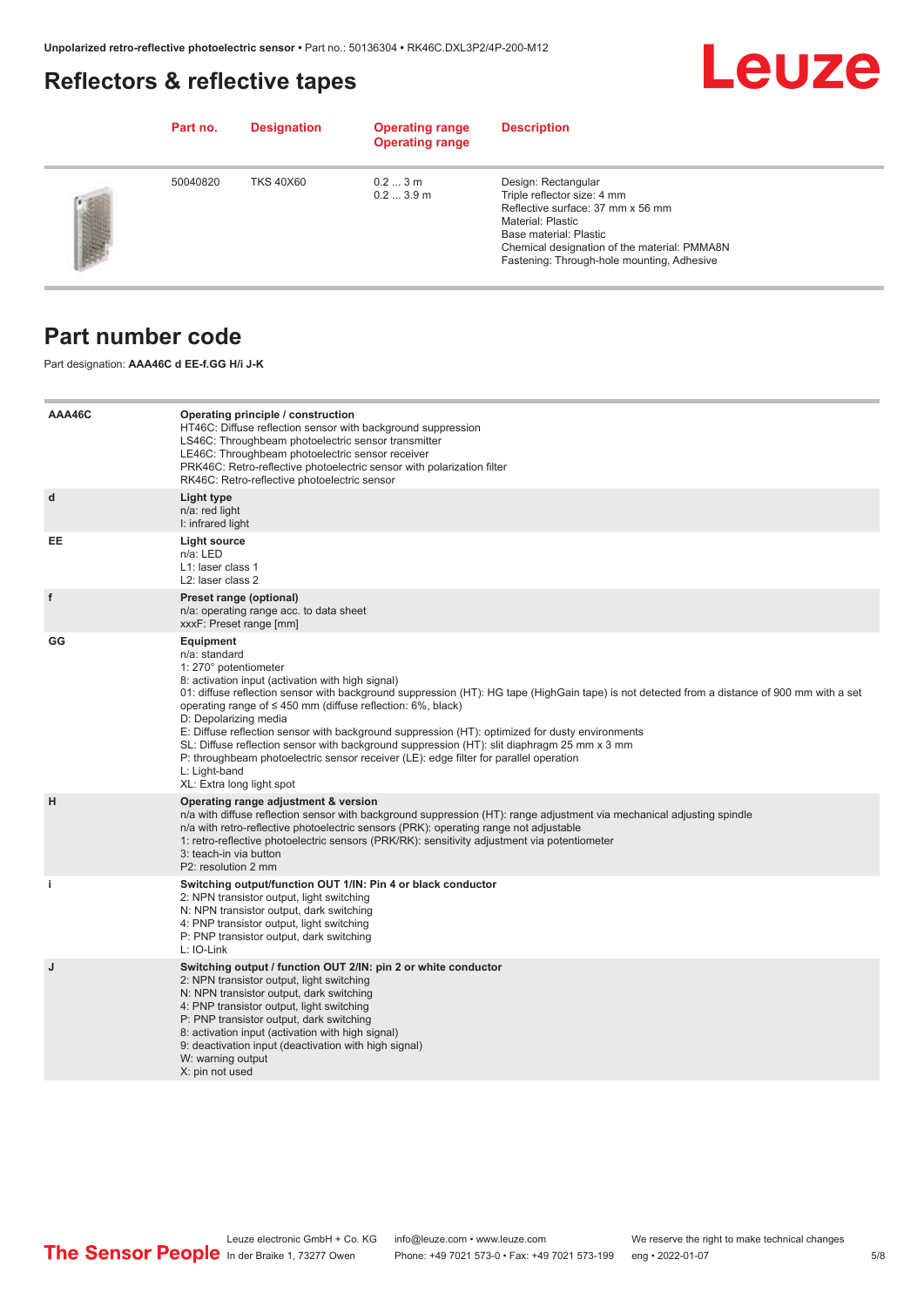## Reflectors & reflective tapes

| Part no. | Designation | Operating range<br>Operating range | Description |
|---|---|---|---|
| 50040820 | TKS 40X60 | 0.2 ... 3 m<br>0.2 ... 3.9 m | Design: Rectangular<br>Triple reflector size: 4 mm<br>Reflective surface: 37 mm x 56 mm<br>Material: Plastic<br>Base material: Plastic<br>Chemical designation of the material: PMMA8N<br>Fastening: Through-hole mounting, Adhesive |

## Part number code

Part designation: **AAA46C d EE-f.GG H/i J-K**

| | |
|---|---|
| **AAA46C** | **Operating principle / construction**<br>HT46C: Diffuse reflection sensor with background suppression<br>LS46C: Throughbeam photoelectric sensor transmitter<br>LE46C: Throughbeam photoelectric sensor receiver<br>PRK46C: Retro-reflective photoelectric sensor with polarization filter<br>RK46C: Retro-reflective photoelectric sensor |
| **d** | **Light type**<br>n/a: red light<br>I: infrared light |
| **EE** | **Light source**<br>n/a: LED<br>L1: laser class 1<br>L2: laser class 2 |
| **f** | **Preset range (optional)**<br>n/a: operating range acc. to data sheet<br>xxxF: Preset range [mm] |
| **GG** | **Equipment**<br>n/a: standard<br>1: 270° potentiometer<br>8: activation input (activation with high signal)<br>01: diffuse reflection sensor with background suppression (HT): HG tape (HighGain tape) is not detected from a distance of 900 mm with a set operating range of ≤ 450 mm (diffuse reflection: 6%, black)<br>D: Depolarizing media<br>E: Diffuse reflection sensor with background suppression (HT): optimized for dusty environments<br>SL: Diffuse reflection sensor with background suppression (HT): slit diaphragm 25 mm x 3 mm<br>P: throughbeam photoelectric sensor receiver (LE): edge filter for parallel operation<br>L: Light-band<br>XL: Extra long light spot |
| **H** | **Operating range adjustment & version**<br>n/a with diffuse reflection sensor with background suppression (HT): range adjustment via mechanical adjusting spindle<br>n/a with retro-reflective photoelectric sensors (PRK): operating range not adjustable<br>1: retro-reflective photoelectric sensors (PRK/RK): sensitivity adjustment via potentiometer<br>3: teach-in via button<br>P2: resolution 2 mm |
| **i** | **Switching output/function OUT 1/IN: Pin 4 or black conductor**<br>2: NPN transistor output, light switching<br>N: NPN transistor output, dark switching<br>4: PNP transistor output, light switching<br>P: PNP transistor output, dark switching<br>L: IO-Link |
| **J** | **Switching output / function OUT 2/IN: pin 2 or white conductor**<br>2: NPN transistor output, light switching<br>N: NPN transistor output, dark switching<br>4: PNP transistor output, light switching<br>P: PNP transistor output, dark switching<br>8: activation input (activation with high signal)<br>9: deactivation input (deactivation with high signal)<br>W: warning output<br>X: pin not used |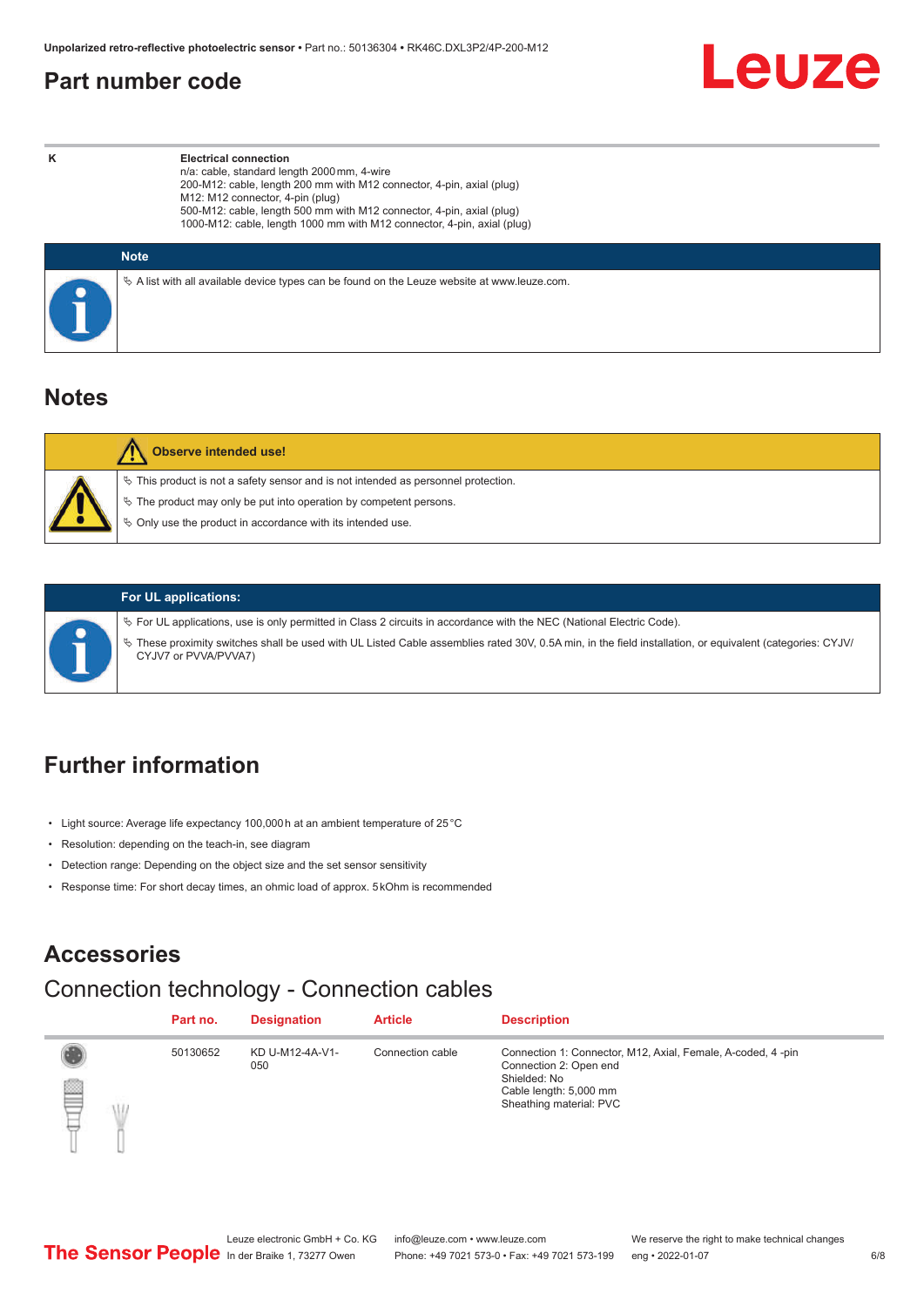## Part number code

| K | Electrical connection<br>n/a: cable, standard length 2000 mm, 4-wire<br>200-M12: cable, length 200 mm with M12 connector, 4-pin, axial (plug)<br>M12: M12 connector, 4-pin (plug)<br>500-M12: cable, length 500 mm with M12 connector, 4-pin, axial (plug)<br>1000-M12: cable, length 1000 mm with M12 connector, 4-pin, axial (plug) |
|---|---|

**Note**

- A list with all available device types can be found on the Leuze website at www.leuze.com.

## Notes

**Observe intended use!**

- This product is not a safety sensor and is not intended as personnel protection.
- The product may only be put into operation by competent persons.
- Only use the product in accordance with its intended use.

**For UL applications:**

- For UL applications, use is only permitted in Class 2 circuits in accordance with the NEC (National Electric Code).
- These proximity switches shall be used with UL Listed Cable assemblies rated 30V, 0.5A min, in the field installation, or equivalent (categories: CYJV/CYJV7 or PVVA/PVVA7)

## Further information

- Light source: Average life expectancy 100,000 h at an ambient temperature of 25 °C
- Resolution: depending on the teach-in, see diagram
- Detection range: Depending on the object size and the set sensor sensitivity
- Response time: For short decay times, an ohmic load of approx. 5 kOhm is recommended

## Accessories

### Connection technology - Connection cables

| Part no. | Designation | Article | Description |
|---|---|---|---|
| 50130652 | KD U-M12-4A-V1-050 | Connection cable | Connection 1: Connector, M12, Axial, Female, A-coded, 4 -pin<br>Connection 2: Open end<br>Shielded: No<br>Cable length: 5,000 mm<br>Sheathing material: PVC |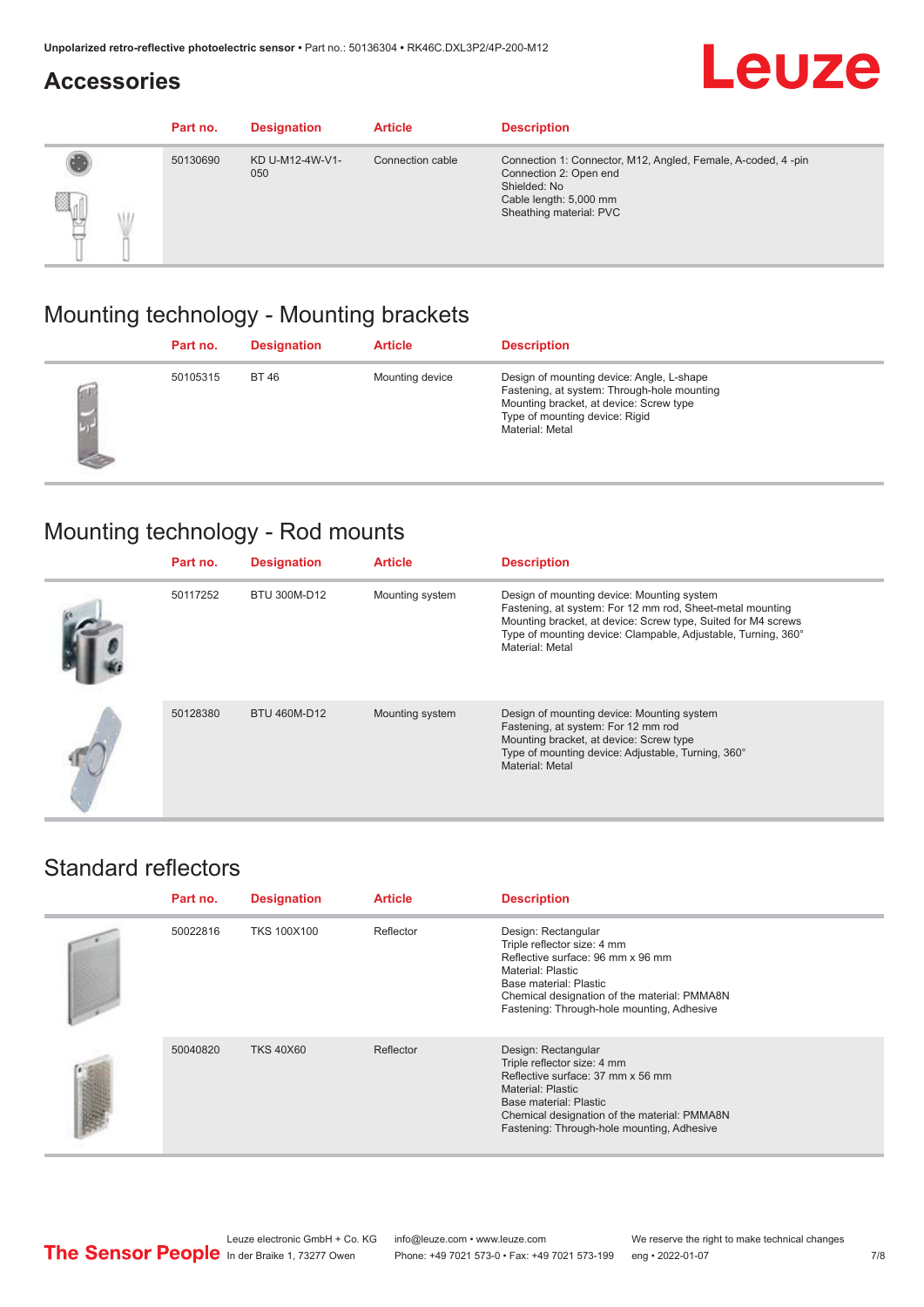## Accessories

| Part no. | Designation | Article | Description |
|---|---|---|---|
| 50130690 | KD U-M12-4W-V1-050 | Connection cable | Connection 1: Connector, M12, Angled, Female, A-coded, 4 -pin<br>Connection 2: Open end<br>Shielded: No<br>Cable length: 5,000 mm<br>Sheathing material: PVC |

## Mounting technology - Mounting brackets

| Part no. | Designation | Article | Description |
|---|---|---|---|
| 50105315 | BT 46 | Mounting device | Design of mounting device: Angle, L-shape<br>Fastening, at system: Through-hole mounting<br>Mounting bracket, at device: Screw type<br>Type of mounting device: Rigid<br>Material: Metal |

## Mounting technology - Rod mounts

| Part no. | Designation | Article | Description |
|---|---|---|---|
| 50117252 | BTU 300M-D12 | Mounting system | Design of mounting device: Mounting system<br>Fastening, at system: For 12 mm rod, Sheet-metal mounting<br>Mounting bracket, at device: Screw type, Suited for M4 screws<br>Type of mounting device: Clampable, Adjustable, Turning, 360°<br>Material: Metal |
| 50128380 | BTU 460M-D12 | Mounting system | Design of mounting device: Mounting system<br>Fastening, at system: For 12 mm rod<br>Mounting bracket, at device: Screw type<br>Type of mounting device: Adjustable, Turning, 360°<br>Material: Metal |

## Standard reflectors

| Part no. | Designation | Article | Description |
|---|---|---|---|
| 50022816 | TKS 100X100 | Reflector | Design: Rectangular<br>Triple reflector size: 4 mm<br>Reflective surface: 96 mm x 96 mm<br>Material: Plastic<br>Base material: Plastic<br>Chemical designation of the material: PMMA8N<br>Fastening: Through-hole mounting, Adhesive |
| 50040820 | TKS 40X60 | Reflector | Design: Rectangular<br>Triple reflector size: 4 mm<br>Reflective surface: 37 mm x 56 mm<br>Material: Plastic<br>Base material: Plastic<br>Chemical designation of the material: PMMA8N<br>Fastening: Through-hole mounting, Adhesive |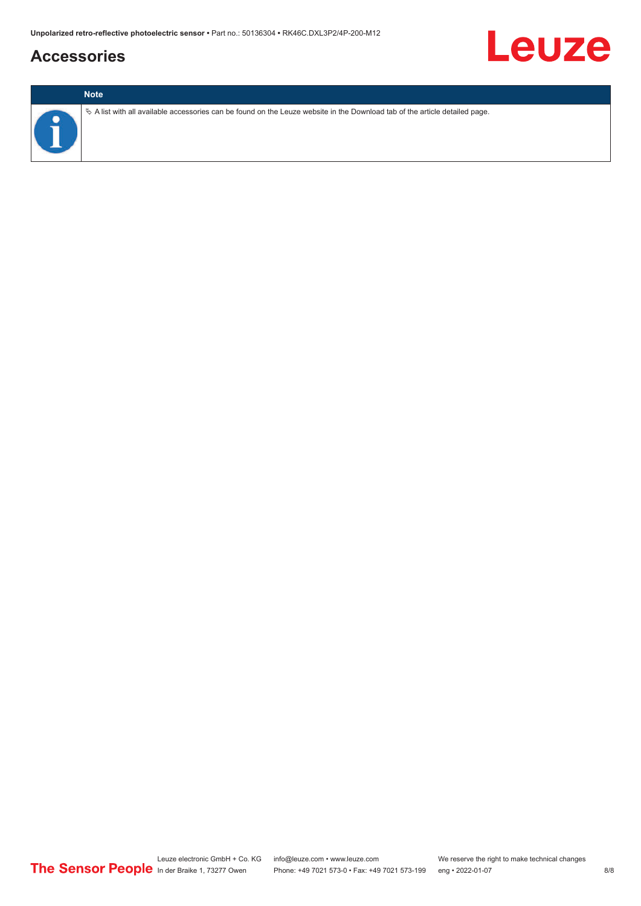## Accessories

| | Note |
| --- | --- |
| | ↳ A list with all available accessories can be found on the Leuze website in the Download tab of the article detailed page. |